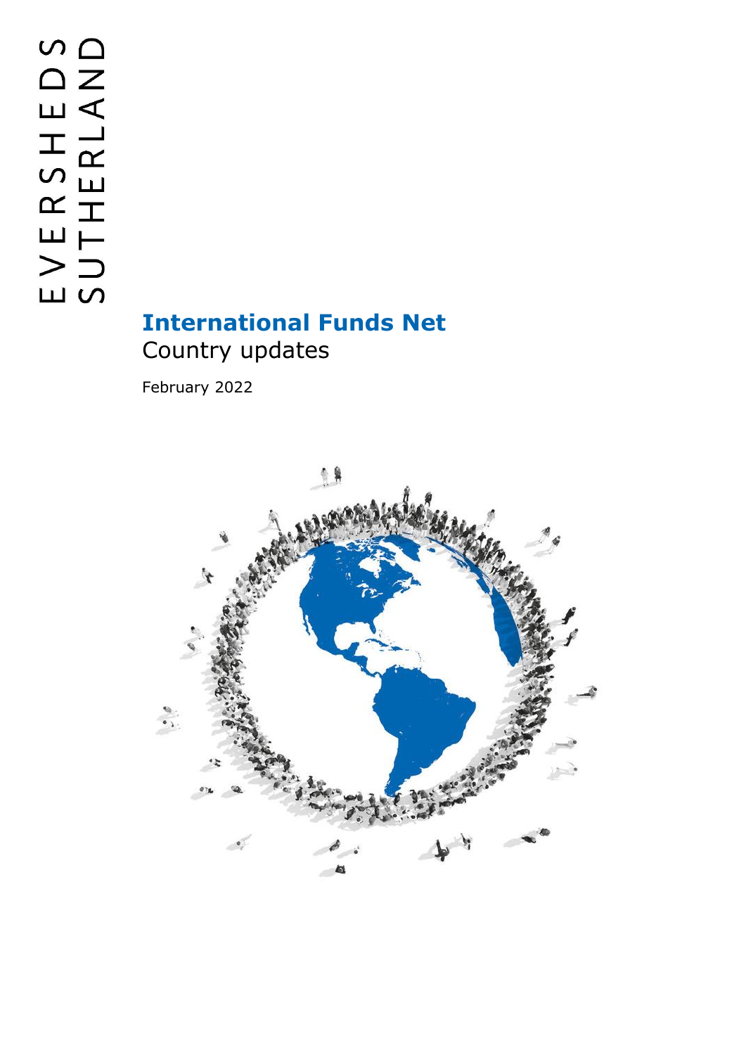EVERSHEDS SUTHERLAND

# International Funds Net

Country updates

February 2022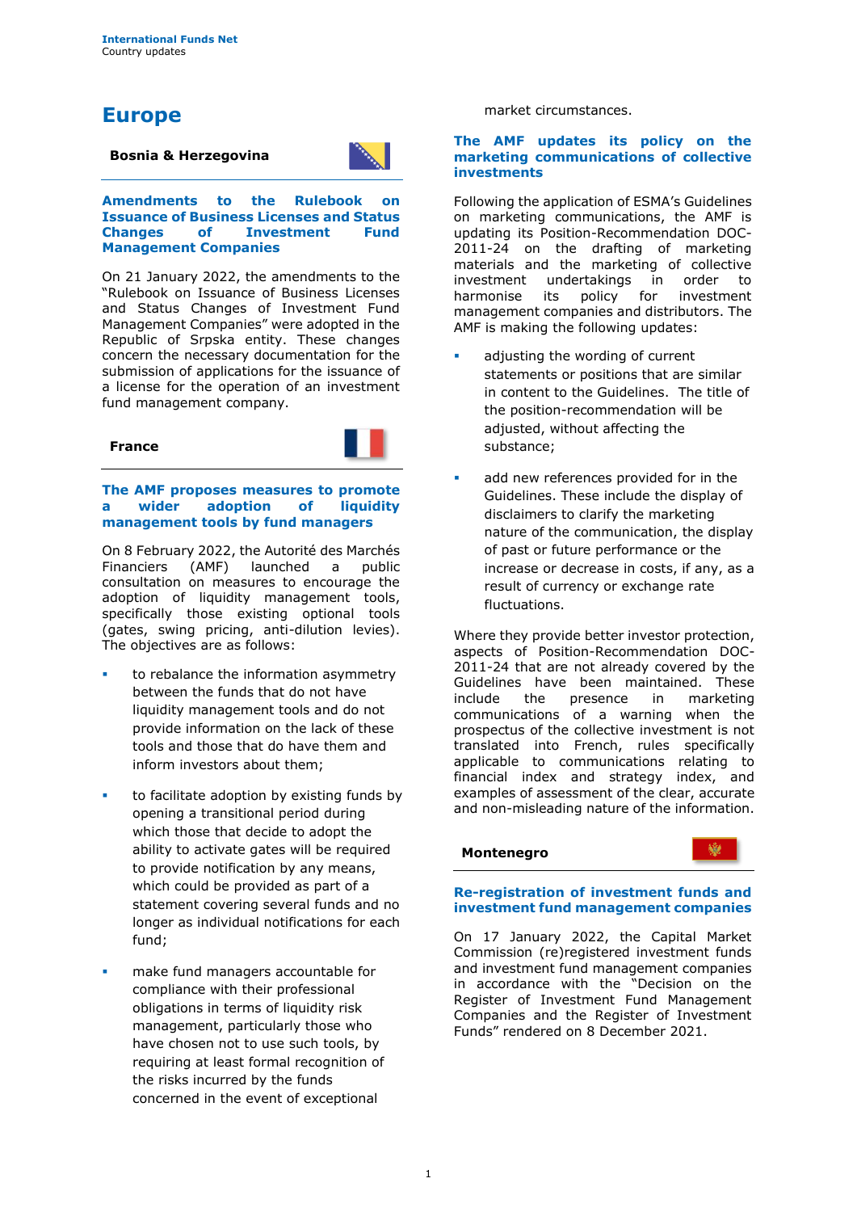# Europe

## Bosnia & Herzegovina

### Amendments to the Rulebook on Issuance of Business Licenses and Status Changes of Investment Fund Management Companies

On 21 January 2022, the amendments to the "Rulebook on Issuance of Business Licenses and Status Changes of Investment Fund Management Companies" were adopted in the Republic of Srpska entity. These changes concern the necessary documentation for the submission of applications for the issuance of a license for the operation of an investment fund management company.

## France

### The AMF proposes measures to promote a wider adoption of liquidity management tools by fund managers

On 8 February 2022, the Autorité des Marchés Financiers (AMF) launched a public consultation on measures to encourage the adoption of liquidity management tools, specifically those existing optional tools (gates, swing pricing, anti-dilution levies). The objectives are as follows:

- to rebalance the information asymmetry between the funds that do not have liquidity management tools and do not provide information on the lack of these tools and those that do have them and inform investors about them;
- to facilitate adoption by existing funds by opening a transitional period during which those that decide to adopt the ability to activate gates will be required to provide notification by any means, which could be provided as part of a statement covering several funds and no longer as individual notifications for each fund;
- make fund managers accountable for compliance with their professional obligations in terms of liquidity risk management, particularly those who have chosen not to use such tools, by requiring at least formal recognition of the risks incurred by the funds concerned in the event of exceptional market circumstances.

### The AMF updates its policy on the marketing communications of collective investments

Following the application of ESMA's Guidelines on marketing communications, the AMF is updating its Position-Recommendation DOC-2011-24 on the drafting of marketing materials and the marketing of collective investment undertakings in order to harmonise its policy for investment management companies and distributors. The AMF is making the following updates:

- adjusting the wording of current statements or positions that are similar in content to the Guidelines. The title of the position-recommendation will be adjusted, without affecting the substance;
- add new references provided for in the Guidelines. These include the display of disclaimers to clarify the marketing nature of the communication, the display of past or future performance or the increase or decrease in costs, if any, as a result of currency or exchange rate fluctuations.

Where they provide better investor protection, aspects of Position-Recommendation DOC-2011-24 that are not already covered by the Guidelines have been maintained. These include the presence in marketing communications of a warning when the prospectus of the collective investment is not translated into French, rules specifically applicable to communications relating to financial index and strategy index, and examples of assessment of the clear, accurate and non-misleading nature of the information.

## Montenegro

### Re-registration of investment funds and investment fund management companies

On 17 January 2022, the Capital Market Commission (re)registered investment funds and investment fund management companies in accordance with the "Decision on the Register of Investment Fund Management Companies and the Register of Investment Funds" rendered on 8 December 2021.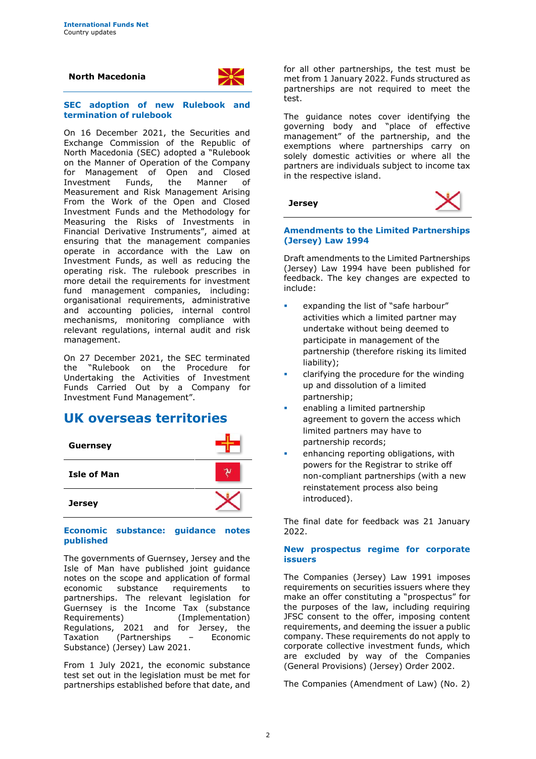### North Macedonia

#### SEC adoption of new Rulebook and termination of rulebook

On 16 December 2021, the Securities and Exchange Commission of the Republic of North Macedonia (SEC) adopted a "Rulebook on the Manner of Operation of the Company for Management of Open and Closed Investment Funds, the Manner of Measurement and Risk Management Arising From the Work of the Open and Closed Investment Funds and the Methodology for Measuring the Risks of Investments in Financial Derivative Instruments", aimed at ensuring that the management companies operate in accordance with the Law on Investment Funds, as well as reducing the operating risk. The rulebook prescribes in more detail the requirements for investment fund management companies, including: organisational requirements, administrative and accounting policies, internal control mechanisms, monitoring compliance with relevant regulations, internal audit and risk management.

On 27 December 2021, the SEC terminated the "Rulebook on the Procedure for Undertaking the Activities of Investment Funds Carried Out by a Company for Investment Fund Management".

## UK overseas territories

### Guernsey

### Isle of Man

### Jersey

#### Economic substance: guidance notes published

The governments of Guernsey, Jersey and the Isle of Man have published joint guidance notes on the scope and application of formal economic substance requirements to partnerships. The relevant legislation for Guernsey is the Income Tax (substance Requirements) (Implementation) Regulations, 2021 and for Jersey, the Taxation (Partnerships – Economic Substance) (Jersey) Law 2021.

From 1 July 2021, the economic substance test set out in the legislation must be met for partnerships established before that date, and for all other partnerships, the test must be met from 1 January 2022. Funds structured as partnerships are not required to meet the test.

The guidance notes cover identifying the governing body and "place of effective management" of the partnership, and the exemptions where partnerships carry on solely domestic activities or where all the partners are individuals subject to income tax in the respective island.

### Jersey

#### Amendments to the Limited Partnerships (Jersey) Law 1994

Draft amendments to the Limited Partnerships (Jersey) Law 1994 have been published for feedback. The key changes are expected to include:

- expanding the list of "safe harbour" activities which a limited partner may undertake without being deemed to participate in management of the partnership (therefore risking its limited liability);
- clarifying the procedure for the winding up and dissolution of a limited partnership;
- enabling a limited partnership agreement to govern the access which limited partners may have to partnership records;
- enhancing reporting obligations, with powers for the Registrar to strike off non-compliant partnerships (with a new reinstatement process also being introduced).

The final date for feedback was 21 January 2022.

#### New prospectus regime for corporate issuers

The Companies (Jersey) Law 1991 imposes requirements on securities issuers where they make an offer constituting a "prospectus" for the purposes of the law, including requiring JFSC consent to the offer, imposing content requirements, and deeming the issuer a public company. These requirements do not apply to corporate collective investment funds, which are excluded by way of the Companies (General Provisions) (Jersey) Order 2002.

The Companies (Amendment of Law) (No. 2)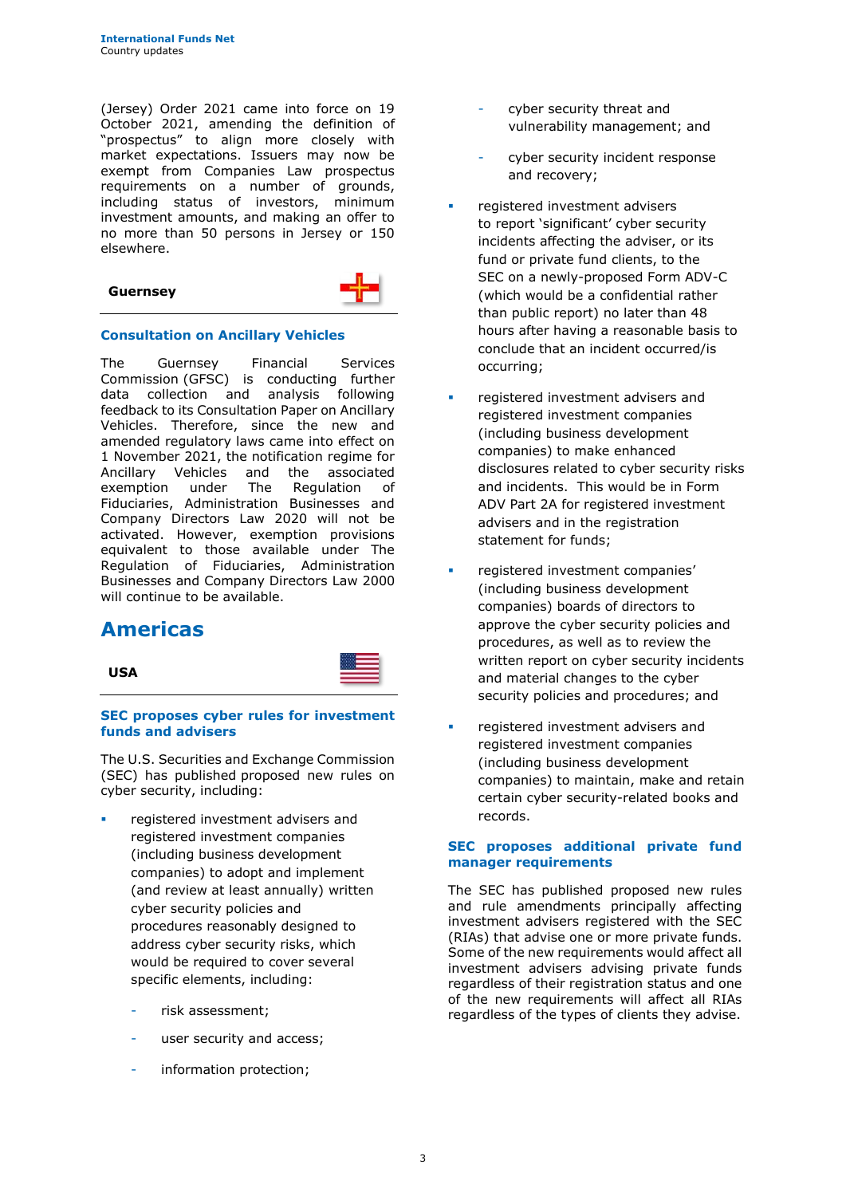(Jersey) Order 2021 came into force on 19 October 2021, amending the definition of "prospectus" to align more closely with market expectations. Issuers may now be exempt from Companies Law prospectus requirements on a number of grounds, including status of investors, minimum investment amounts, and making an offer to no more than 50 persons in Jersey or 150 elsewhere.

### Guernsey

#### Consultation on Ancillary Vehicles

The Guernsey Financial Services Commission (GFSC) is conducting further data collection and analysis following feedback to its Consultation Paper on Ancillary Vehicles. Therefore, since the new and amended regulatory laws came into effect on 1 November 2021, the notification regime for Ancillary Vehicles and the associated exemption under The Regulation of Fiduciaries, Administration Businesses and Company Directors Law 2020 will not be activated. However, exemption provisions equivalent to those available under The Regulation of Fiduciaries, Administration Businesses and Company Directors Law 2000 will continue to be available.

## Americas

### USA

#### SEC proposes cyber rules for investment funds and advisers

The U.S. Securities and Exchange Commission (SEC) has published proposed new rules on cyber security, including:

- registered investment advisers and registered investment companies (including business development companies) to adopt and implement (and review at least annually) written cyber security policies and procedures reasonably designed to address cyber security risks, which would be required to cover several specific elements, including:
  - risk assessment;
  - user security and access;
  - information protection;
  - cyber security threat and vulnerability management; and
  - cyber security incident response and recovery;
- registered investment advisers to report 'significant' cyber security incidents affecting the adviser, or its fund or private fund clients, to the SEC on a newly-proposed Form ADV-C (which would be a confidential rather than public report) no later than 48 hours after having a reasonable basis to conclude that an incident occurred/is occurring;
- registered investment advisers and registered investment companies (including business development companies) to make enhanced disclosures related to cyber security risks and incidents. This would be in Form ADV Part 2A for registered investment advisers and in the registration statement for funds;
- registered investment companies' (including business development companies) boards of directors to approve the cyber security policies and procedures, as well as to review the written report on cyber security incidents and material changes to the cyber security policies and procedures; and
- registered investment advisers and registered investment companies (including business development companies) to maintain, make and retain certain cyber security-related books and records.

#### SEC proposes additional private fund manager requirements

The SEC has published proposed new rules and rule amendments principally affecting investment advisers registered with the SEC (RIAs) that advise one or more private funds. Some of the new requirements would affect all investment advisers advising private funds regardless of their registration status and one of the new requirements will affect all RIAs regardless of the types of clients they advise.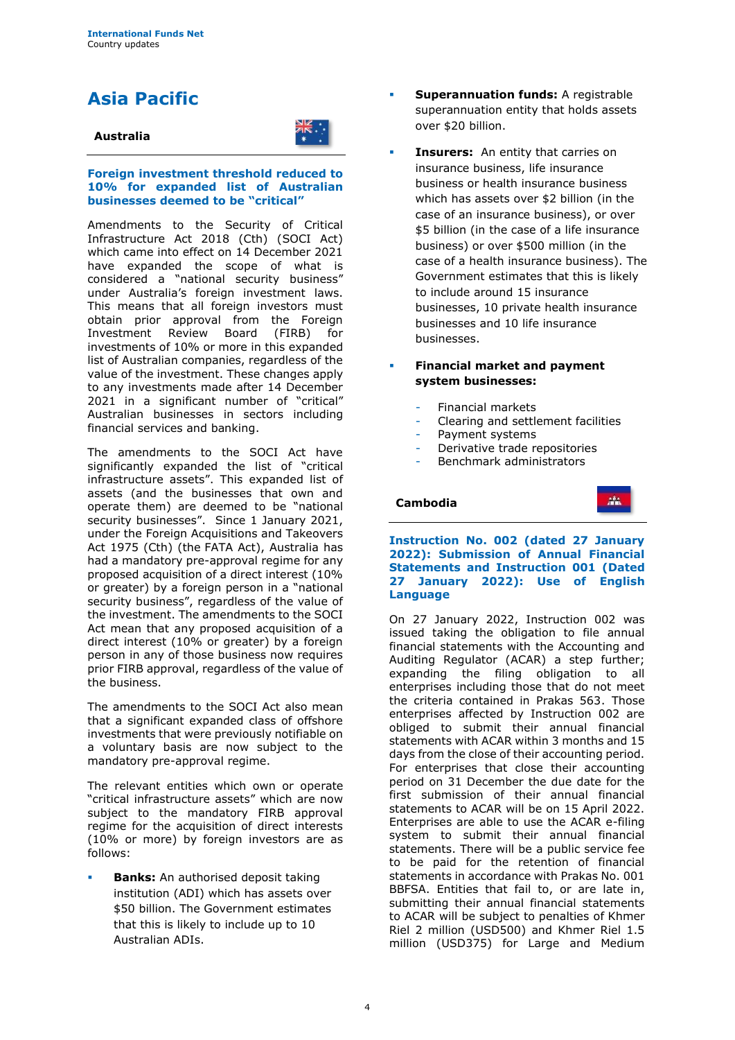# Asia Pacific

## Australia

### Foreign investment threshold reduced to 10% for expanded list of Australian businesses deemed to be "critical"

Amendments to the Security of Critical Infrastructure Act 2018 (Cth) (SOCI Act) which came into effect on 14 December 2021 have expanded the scope of what is considered a "national security business" under Australia's foreign investment laws. This means that all foreign investors must obtain prior approval from the Foreign Investment Review Board (FIRB) for investments of 10% or more in this expanded list of Australian companies, regardless of the value of the investment. These changes apply to any investments made after 14 December 2021 in a significant number of "critical" Australian businesses in sectors including financial services and banking.

The amendments to the SOCI Act have significantly expanded the list of "critical infrastructure assets". This expanded list of assets (and the businesses that own and operate them) are deemed to be "national security businesses". Since 1 January 2021, under the Foreign Acquisitions and Takeovers Act 1975 (Cth) (the FATA Act), Australia has had a mandatory pre-approval regime for any proposed acquisition of a direct interest (10% or greater) by a foreign person in a "national security business", regardless of the value of the investment. The amendments to the SOCI Act mean that any proposed acquisition of a direct interest (10% or greater) by a foreign person in any of those business now requires prior FIRB approval, regardless of the value of the business.

The amendments to the SOCI Act also mean that a significant expanded class of offshore investments that were previously notifiable on a voluntary basis are now subject to the mandatory pre-approval regime.

The relevant entities which own or operate "critical infrastructure assets" which are now subject to the mandatory FIRB approval regime for the acquisition of direct interests (10% or more) by foreign investors are as follows:

- **Banks:** An authorised deposit taking institution (ADI) which has assets over $50 billion. The Government estimates that this is likely to include up to 10 Australian ADIs.
- **Superannuation funds:** A registrable superannuation entity that holds assets over $20 billion.
- **Insurers:** An entity that carries on insurance business, life insurance business or health insurance business which has assets over $2 billion (in the case of an insurance business), or over $5 billion (in the case of a life insurance business) or over $500 million (in the case of a health insurance business). The Government estimates that this is likely to include around 15 insurance businesses, 10 private health insurance businesses and 10 life insurance businesses.
- **Financial market and payment system businesses:**
  - Financial markets
  - Clearing and settlement facilities
  - Payment systems
  - Derivative trade repositories
  - Benchmark administrators

## Cambodia

### Instruction No. 002 (dated 27 January 2022): Submission of Annual Financial Statements and Instruction 001 (Dated 27 January 2022): Use of English Language

On 27 January 2022, Instruction 002 was issued taking the obligation to file annual financial statements with the Accounting and Auditing Regulator (ACAR) a step further; expanding the filing obligation to all enterprises including those that do not meet the criteria contained in Prakas 563. Those enterprises affected by Instruction 002 are obliged to submit their annual financial statements with ACAR within 3 months and 15 days from the close of their accounting period. For enterprises that close their accounting period on 31 December the due date for the first submission of their annual financial statements to ACAR will be on 15 April 2022. Enterprises are able to use the ACAR e-filing system to submit their annual financial statements. There will be a public service fee to be paid for the retention of financial statements in accordance with Prakas No. 001 BBFSA. Entities that fail to, or are late in, submitting their annual financial statements to ACAR will be subject to penalties of Khmer Riel 2 million (USD500) and Khmer Riel 1.5 million (USD375) for Large and Medium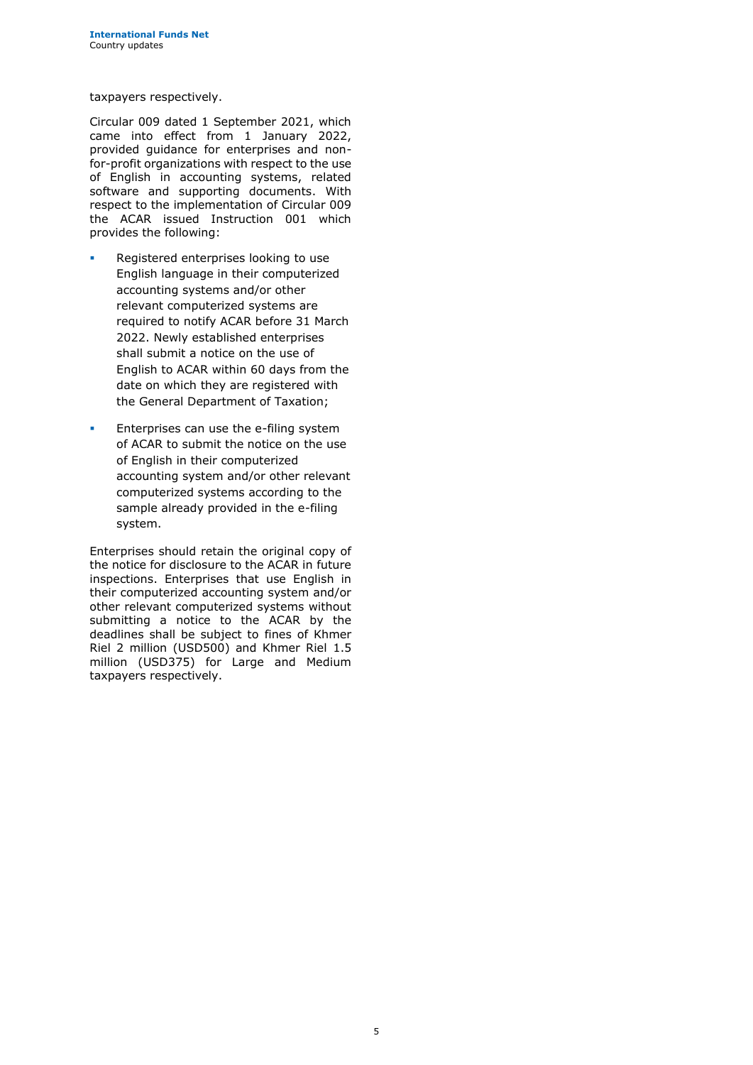taxpayers respectively.

Circular 009 dated 1 September 2021, which came into effect from 1 January 2022, provided guidance for enterprises and non-for-profit organizations with respect to the use of English in accounting systems, related software and supporting documents. With respect to the implementation of Circular 009 the ACAR issued Instruction 001 which provides the following:

- Registered enterprises looking to use English language in their computerized accounting systems and/or other relevant computerized systems are required to notify ACAR before 31 March 2022. Newly established enterprises shall submit a notice on the use of English to ACAR within 60 days from the date on which they are registered with the General Department of Taxation;
- Enterprises can use the e-filing system of ACAR to submit the notice on the use of English in their computerized accounting system and/or other relevant computerized systems according to the sample already provided in the e-filing system.

Enterprises should retain the original copy of the notice for disclosure to the ACAR in future inspections. Enterprises that use English in their computerized accounting system and/or other relevant computerized systems without submitting a notice to the ACAR by the deadlines shall be subject to fines of Khmer Riel 2 million (USD500) and Khmer Riel 1.5 million (USD375) for Large and Medium taxpayers respectively.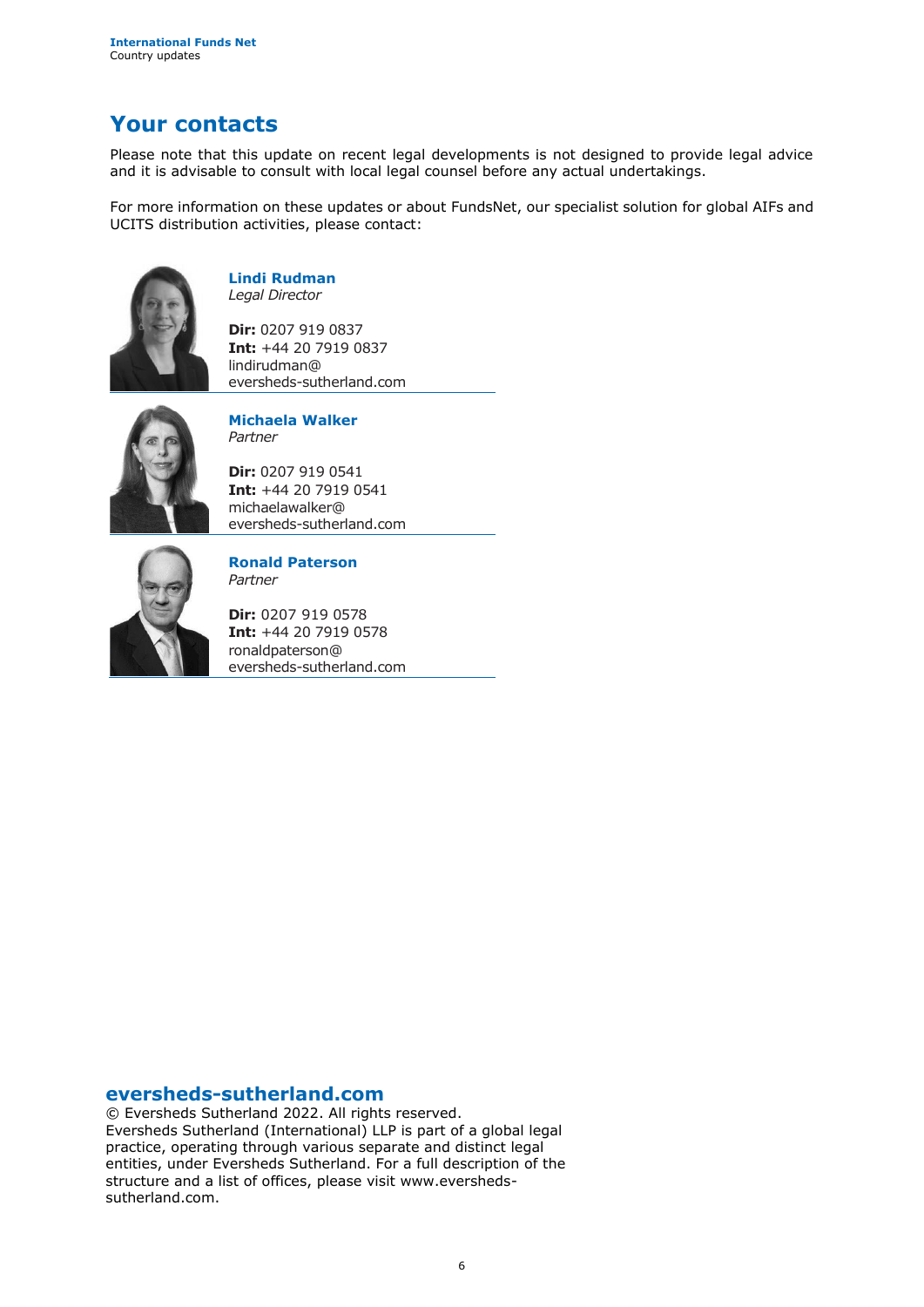# Your contacts

Please note that this update on recent legal developments is not designed to provide legal advice and it is advisable to consult with local legal counsel before any actual undertakings.

For more information on these updates or about FundsNet, our specialist solution for global AIFs and UCITS distribution activities, please contact:

**Lindi Rudman**
*Legal Director*

**Dir:** 0207 919 0837
**Int:** +44 20 7919 0837
lindirudman@
eversheds-sutherland.com

**Michaela Walker**
*Partner*

**Dir:** 0207 919 0541
**Int:** +44 20 7919 0541
michaelawalker@
eversheds-sutherland.com

**Ronald Paterson**
*Partner*

**Dir:** 0207 919 0578
**Int:** +44 20 7919 0578
ronaldpaterson@
eversheds-sutherland.com

**eversheds-sutherland.com**

© Eversheds Sutherland 2022. All rights reserved.
Eversheds Sutherland (International) LLP is part of a global legal practice, operating through various separate and distinct legal entities, under Eversheds Sutherland. For a full description of the structure and a list of offices, please visit www.eversheds-sutherland.com.